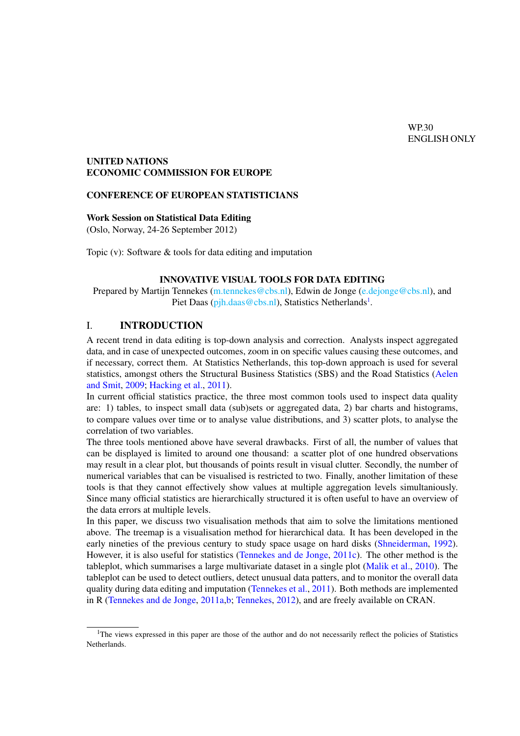WP.30
ENGLISH ONLY

**UNITED NATIONS**
**ECONOMIC COMMISSION FOR EUROPE**

**CONFERENCE OF EUROPEAN STATISTICIANS**

**Work Session on Statistical Data Editing**
(Oslo, Norway, 24-26 September 2012)

Topic (v): Software & tools for data editing and imputation

# INNOVATIVE VISUAL TOOLS FOR DATA EDITING

Prepared by Martijn Tennekes (m.tennekes@cbs.nl), Edwin de Jonge (e.dejonge@cbs.nl), and Piet Daas (pjh.daas@cbs.nl), Statistics Netherlands[1].

## I. INTRODUCTION

A recent trend in data editing is top-down analysis and correction. Analysts inspect aggregated data, and in case of unexpected outcomes, zoom in on specific values causing these outcomes, and if necessary, correct them. At Statistics Netherlands, this top-down approach is used for several statistics, amongst others the Structural Business Statistics (SBS) and the Road Statistics (Aelen and Smit, 2009; Hacking et al., 2011).

In current official statistics practice, the three most common tools used to inspect data quality are: 1) tables, to inspect small data (sub)sets or aggregated data, 2) bar charts and histograms, to compare values over time or to analyse value distributions, and 3) scatter plots, to analyse the correlation of two variables.

The three tools mentioned above have several drawbacks. First of all, the number of values that can be displayed is limited to around one thousand: a scatter plot of one hundred observations may result in a clear plot, but thousands of points result in visual clutter. Secondly, the number of numerical variables that can be visualised is restricted to two. Finally, another limitation of these tools is that they cannot effectively show values at multiple aggregation levels simultaniously. Since many official statistics are hierarchically structured it is often useful to have an overview of the data errors at multiple levels.

In this paper, we discuss two visualisation methods that aim to solve the limitations mentioned above. The treemap is a visualisation method for hierarchical data. It has been developed in the early nineties of the previous century to study space usage on hard disks (Shneiderman, 1992). However, it is also useful for statistics (Tennekes and de Jonge, 2011c). The other method is the tableplot, which summarises a large multivariate dataset in a single plot (Malik et al., 2010). The tableplot can be used to detect outliers, detect unusual data patters, and to monitor the overall data quality during data editing and imputation (Tennekes et al., 2011). Both methods are implemented in R (Tennekes and de Jonge, 2011a,b; Tennekes, 2012), and are freely available on CRAN.

---

[1] The views expressed in this paper are those of the author and do not necessarily reflect the policies of Statistics Netherlands.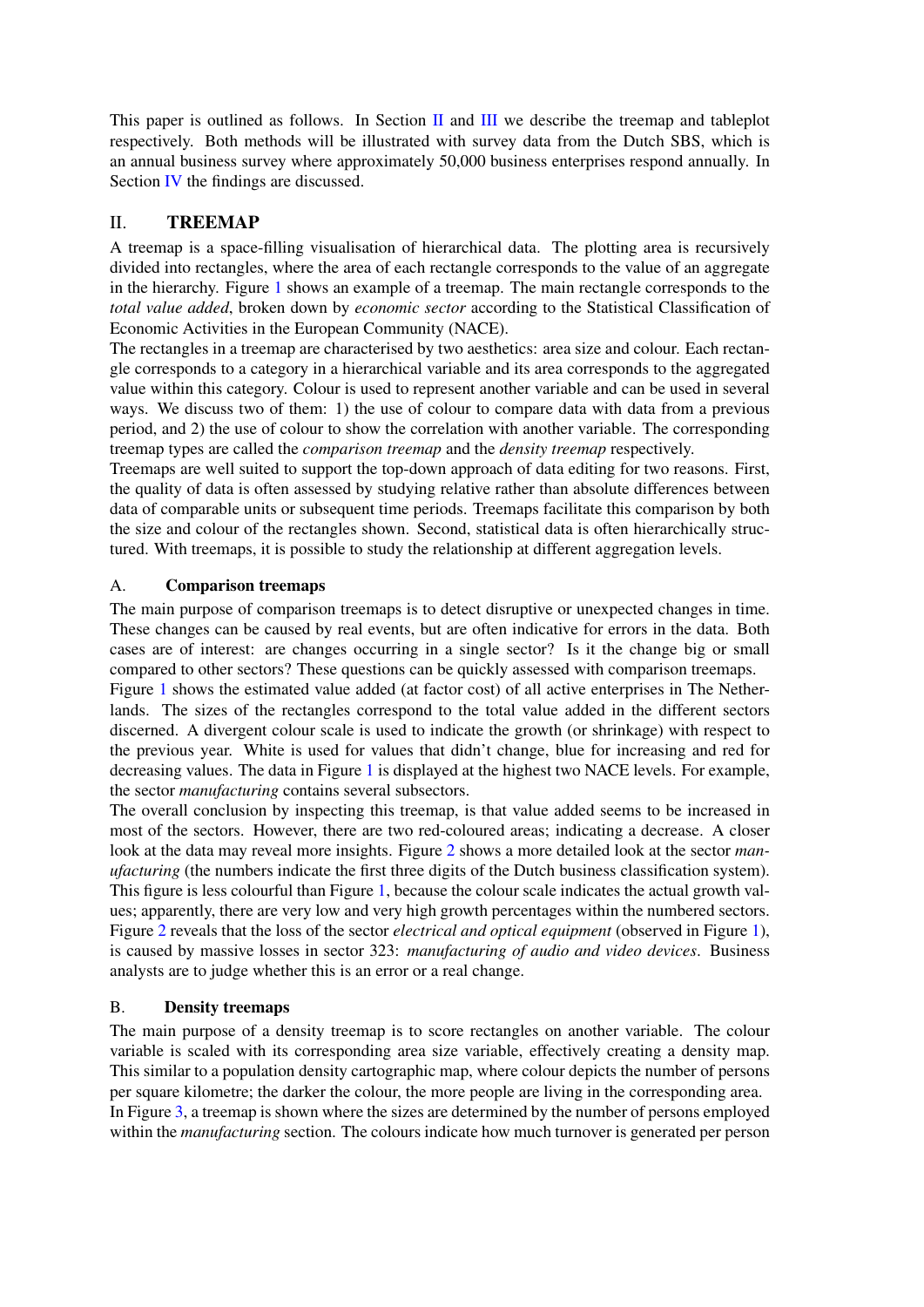This paper is outlined as follows. In Section II and III we describe the treemap and tableplot respectively. Both methods will be illustrated with survey data from the Dutch SBS, which is an annual business survey where approximately 50,000 business enterprises respond annually. In Section IV the findings are discussed.

## II. TREEMAP

A treemap is a space-filling visualisation of hierarchical data. The plotting area is recursively divided into rectangles, where the area of each rectangle corresponds to the value of an aggregate in the hierarchy. Figure 1 shows an example of a treemap. The main rectangle corresponds to the *total value added*, broken down by *economic sector* according to the Statistical Classification of Economic Activities in the European Community (NACE).

The rectangles in a treemap are characterised by two aesthetics: area size and colour. Each rectangle corresponds to a category in a hierarchical variable and its area corresponds to the aggregated value within this category. Colour is used to represent another variable and can be used in several ways. We discuss two of them: 1) the use of colour to compare data with data from a previous period, and 2) the use of colour to show the correlation with another variable. The corresponding treemap types are called the *comparison treemap* and the *density treemap* respectively.

Treemaps are well suited to support the top-down approach of data editing for two reasons. First, the quality of data is often assessed by studying relative rather than absolute differences between data of comparable units or subsequent time periods. Treemaps facilitate this comparison by both the size and colour of the rectangles shown. Second, statistical data is often hierarchically structured. With treemaps, it is possible to study the relationship at different aggregation levels.

### A. Comparison treemaps

The main purpose of comparison treemaps is to detect disruptive or unexpected changes in time. These changes can be caused by real events, but are often indicative for errors in the data. Both cases are of interest: are changes occurring in a single sector? Is it the change big or small compared to other sectors? These questions can be quickly assessed with comparison treemaps.

Figure 1 shows the estimated value added (at factor cost) of all active enterprises in The Netherlands. The sizes of the rectangles correspond to the total value added in the different sectors discerned. A divergent colour scale is used to indicate the growth (or shrinkage) with respect to the previous year. White is used for values that didn't change, blue for increasing and red for decreasing values. The data in Figure 1 is displayed at the highest two NACE levels. For example, the sector *manufacturing* contains several subsectors.

The overall conclusion by inspecting this treemap, is that value added seems to be increased in most of the sectors. However, there are two red-coloured areas; indicating a decrease. A closer look at the data may reveal more insights. Figure 2 shows a more detailed look at the sector *manufacturing* (the numbers indicate the first three digits of the Dutch business classification system). This figure is less colourful than Figure 1, because the colour scale indicates the actual growth values; apparently, there are very low and very high growth percentages within the numbered sectors. Figure 2 reveals that the loss of the sector *electrical and optical equipment* (observed in Figure 1), is caused by massive losses in sector 323: *manufacturing of audio and video devices*. Business analysts are to judge whether this is an error or a real change.

### B. Density treemaps

The main purpose of a density treemap is to score rectangles on another variable. The colour variable is scaled with its corresponding area size variable, effectively creating a density map. This similar to a population density cartographic map, where colour depicts the number of persons per square kilometre; the darker the colour, the more people are living in the corresponding area.

In Figure 3, a treemap is shown where the sizes are determined by the number of persons employed within the *manufacturing* section. The colours indicate how much turnover is generated per person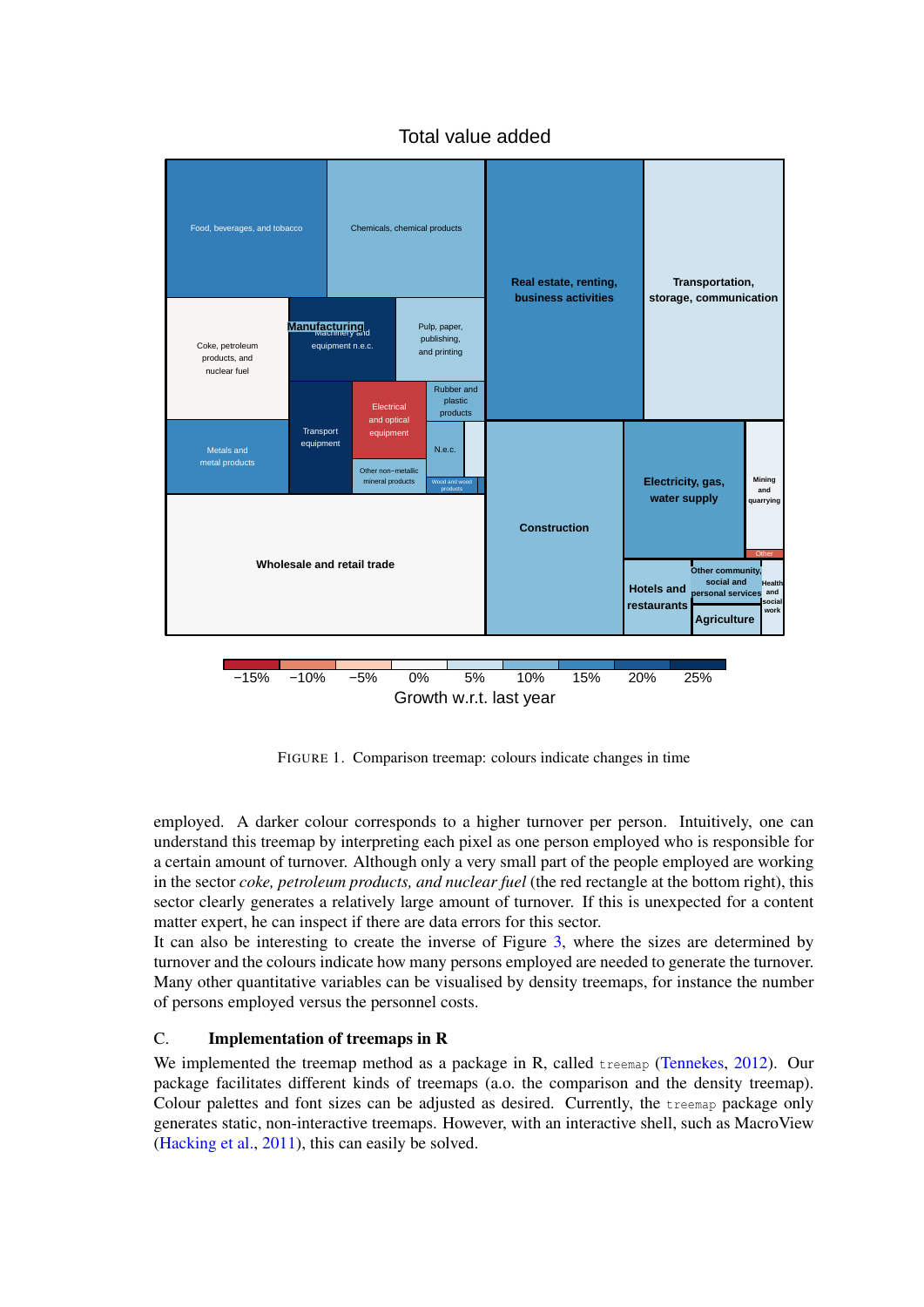FIGURE 1. Comparison treemap: colours indicate changes in time

employed. A darker colour corresponds to a higher turnover per person. Intuitively, one can understand this treemap by interpreting each pixel as one person employed who is responsible for a certain amount of turnover. Although only a very small part of the people employed are working in the sector *coke, petroleum products, and nuclear fuel* (the red rectangle at the bottom right), this sector clearly generates a relatively large amount of turnover. If this is unexpected for a content matter expert, he can inspect if there are data errors for this sector.
It can also be interesting to create the inverse of Figure 3, where the sizes are determined by turnover and the colours indicate how many persons employed are needed to generate the turnover. Many other quantitative variables can be visualised by density treemaps, for instance the number of persons employed versus the personnel costs.

## C. Implementation of treemaps in R

We implemented the treemap method as a package in R, called `treemap` (Tennekes, 2012). Our package facilitates different kinds of treemaps (a.o. the comparison and the density treemap). Colour palettes and font sizes can be adjusted as desired. Currently, the `treemap` package only generates static, non-interactive treemaps. However, with an interactive shell, such as MacroView (Hacking et al., 2011), this can easily be solved.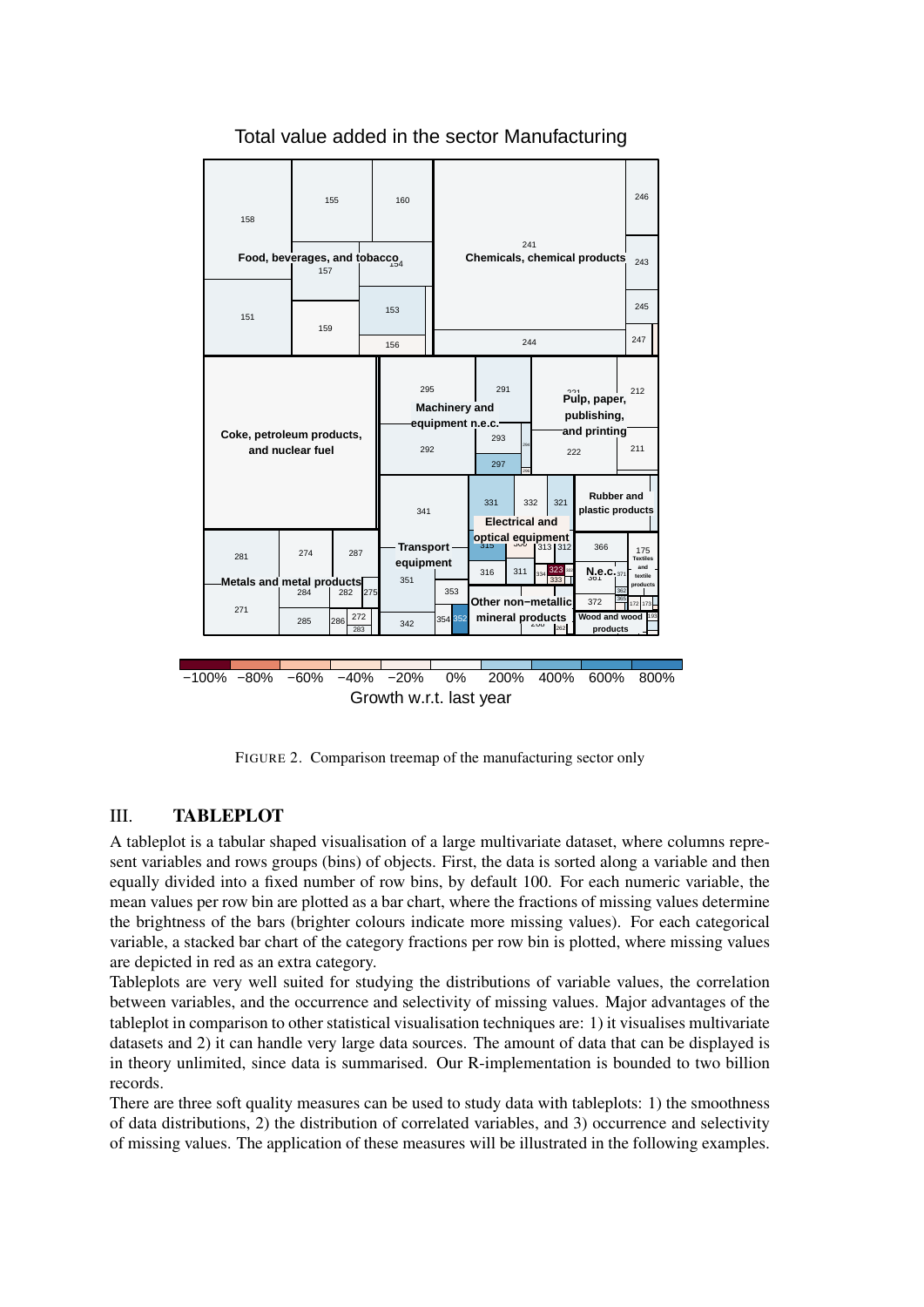FIGURE 2. Comparison treemap of the manufacturing sector only

## III. TABLEPLOT

A tableplot is a tabular shaped visualisation of a large multivariate dataset, where columns represent variables and rows groups (bins) of objects. First, the data is sorted along a variable and then equally divided into a fixed number of row bins, by default 100. For each numeric variable, the mean values per row bin are plotted as a bar chart, where the fractions of missing values determine the brightness of the bars (brighter colours indicate more missing values). For each categorical variable, a stacked bar chart of the category fractions per row bin is plotted, where missing values are depicted in red as an extra category.

Tableplots are very well suited for studying the distributions of variable values, the correlation between variables, and the occurrence and selectivity of missing values. Major advantages of the tableplot in comparison to other statistical visualisation techniques are: 1) it visualises multivariate datasets and 2) it can handle very large data sources. The amount of data that can be displayed is in theory unlimited, since data is summarised. Our R-implementation is bounded to two billion records.

There are three soft quality measures can be used to study data with tableplots: 1) the smoothness of data distributions, 2) the distribution of correlated variables, and 3) occurrence and selectivity of missing values. The application of these measures will be illustrated in the following examples.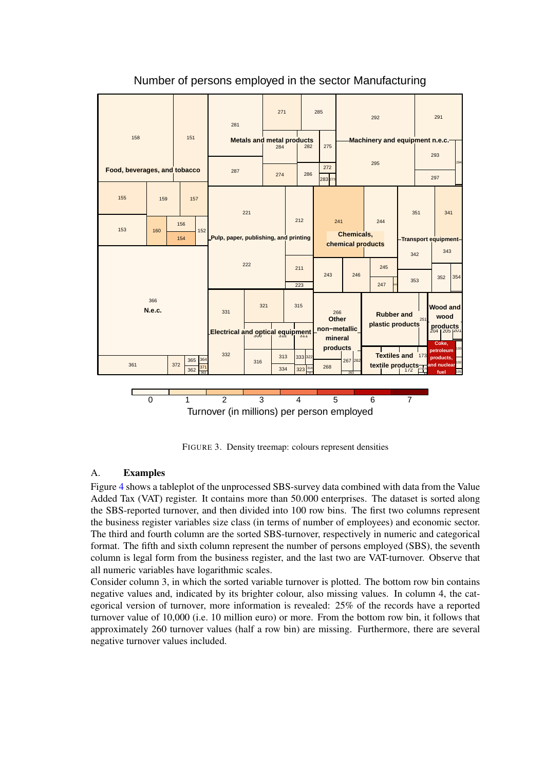FIGURE 3. Density treemap: colours represent densities

## A. Examples

Figure 4 shows a tableplot of the unprocessed SBS-survey data combined with data from the Value Added Tax (VAT) register. It contains more than 50.000 enterprises. The dataset is sorted along the SBS-reported turnover, and then divided into 100 row bins. The first two columns represent the business register variables size class (in terms of number of employees) and economic sector. The third and fourth column are the sorted SBS-turnover, respectively in numeric and categorical format. The fifth and sixth column represent the number of persons employed (SBS), the seventh column is legal form from the business register, and the last two are VAT-turnover. Observe that all numeric variables have logarithmic scales.

Consider column 3, in which the sorted variable turnover is plotted. The bottom row bin contains negative values and, indicated by its brighter colour, also missing values. In column 4, the categorical version of turnover, more information is revealed: 25% of the records have a reported turnover value of 10,000 (i.e. 10 million euro) or more. From the bottom row bin, it follows that approximately 260 turnover values (half a row bin) are missing. Furthermore, there are several negative turnover values included.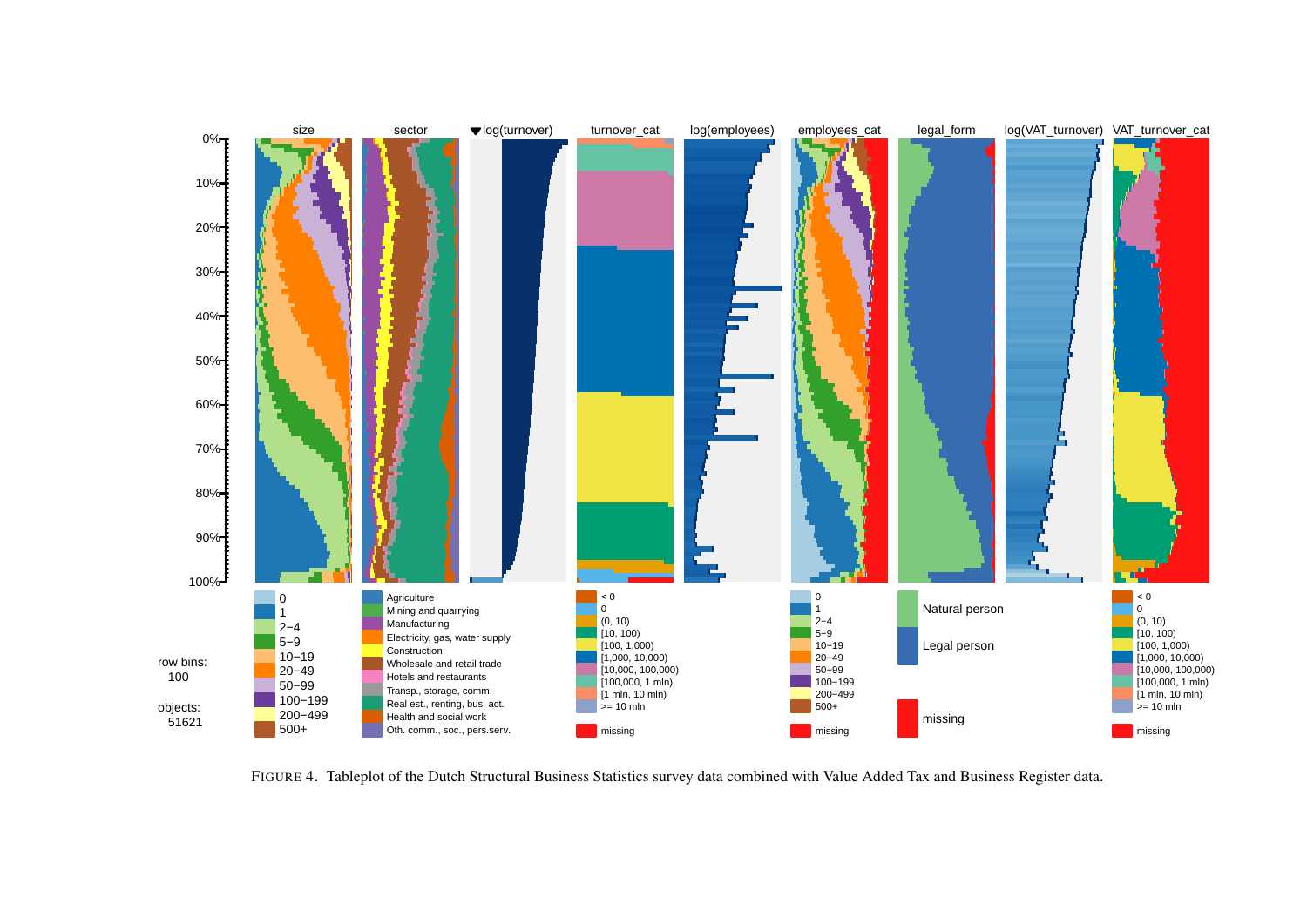FIGURE 4. Tableplot of the Dutch Structural Business Statistics survey data combined with Value Added Tax and Business Register data.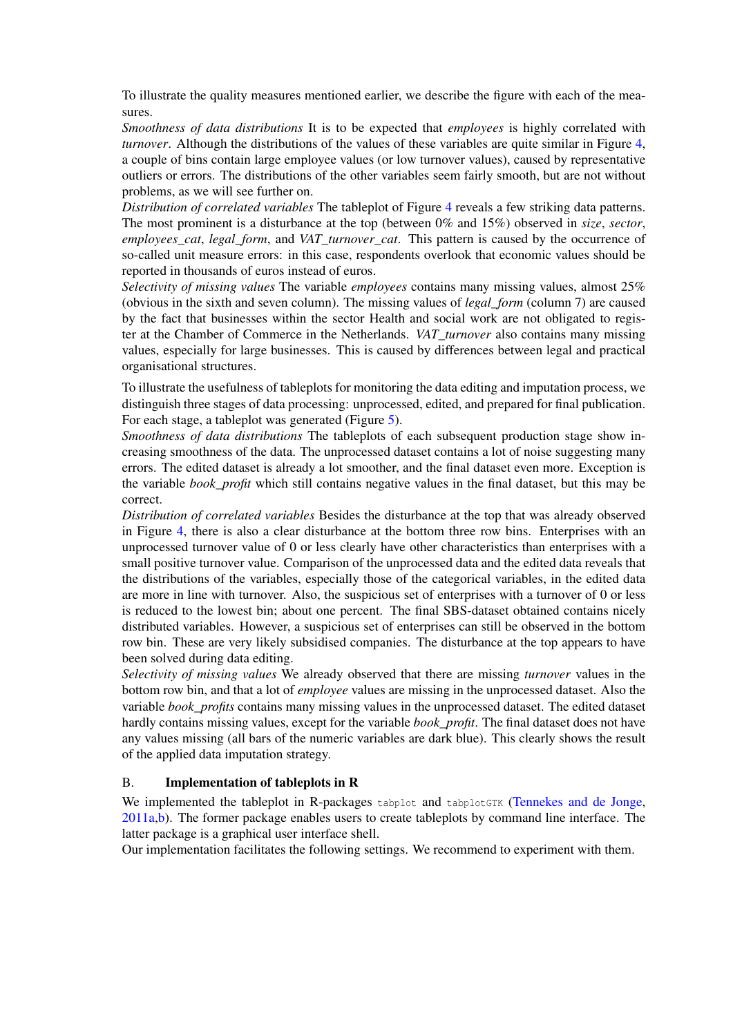To illustrate the quality measures mentioned earlier, we describe the figure with each of the measures.

*Smoothness of data distributions* It is to be expected that *employees* is highly correlated with *turnover*. Although the distributions of the values of these variables are quite similar in Figure 4, a couple of bins contain large employee values (or low turnover values), caused by representative outliers or errors. The distributions of the other variables seem fairly smooth, but are not without problems, as we will see further on.

*Distribution of correlated variables* The tableplot of Figure 4 reveals a few striking data patterns. The most prominent is a disturbance at the top (between 0% and 15%) observed in *size*, *sector*, *employees_cat*, *legal_form*, and *VAT_turnover_cat*. This pattern is caused by the occurrence of so-called unit measure errors: in this case, respondents overlook that economic values should be reported in thousands of euros instead of euros.

*Selectivity of missing values* The variable *employees* contains many missing values, almost 25% (obvious in the sixth and seven column). The missing values of *legal_form* (column 7) are caused by the fact that businesses within the sector Health and social work are not obligated to register at the Chamber of Commerce in the Netherlands. *VAT_turnover* also contains many missing values, especially for large businesses. This is caused by differences between legal and practical organisational structures.

To illustrate the usefulness of tableplots for monitoring the data editing and imputation process, we distinguish three stages of data processing: unprocessed, edited, and prepared for final publication. For each stage, a tableplot was generated (Figure 5).

*Smoothness of data distributions* The tableplots of each subsequent production stage show increasing smoothness of the data. The unprocessed dataset contains a lot of noise suggesting many errors. The edited dataset is already a lot smoother, and the final dataset even more. Exception is the variable *book_profit* which still contains negative values in the final dataset, but this may be correct.

*Distribution of correlated variables* Besides the disturbance at the top that was already observed in Figure 4, there is also a clear disturbance at the bottom three row bins. Enterprises with an unprocessed turnover value of 0 or less clearly have other characteristics than enterprises with a small positive turnover value. Comparison of the unprocessed data and the edited data reveals that the distributions of the variables, especially those of the categorical variables, in the edited data are more in line with turnover. Also, the suspicious set of enterprises with a turnover of 0 or less is reduced to the lowest bin; about one percent. The final SBS-dataset obtained contains nicely distributed variables. However, a suspicious set of enterprises can still be observed in the bottom row bin. These are very likely subsidised companies. The disturbance at the top appears to have been solved during data editing.

*Selectivity of missing values* We already observed that there are missing *turnover* values in the bottom row bin, and that a lot of *employee* values are missing in the unprocessed dataset. Also the variable *book_profits* contains many missing values in the unprocessed dataset. The edited dataset hardly contains missing values, except for the variable *book_profit*. The final dataset does not have any values missing (all bars of the numeric variables are dark blue). This clearly shows the result of the applied data imputation strategy.

## B. Implementation of tableplots in R

We implemented the tableplot in R-packages `tabplot` and `tabplotGTK` (Tennekes and de Jonge, 2011a,b). The former package enables users to create tableplots by command line interface. The latter package is a graphical user interface shell.

Our implementation facilitates the following settings. We recommend to experiment with them.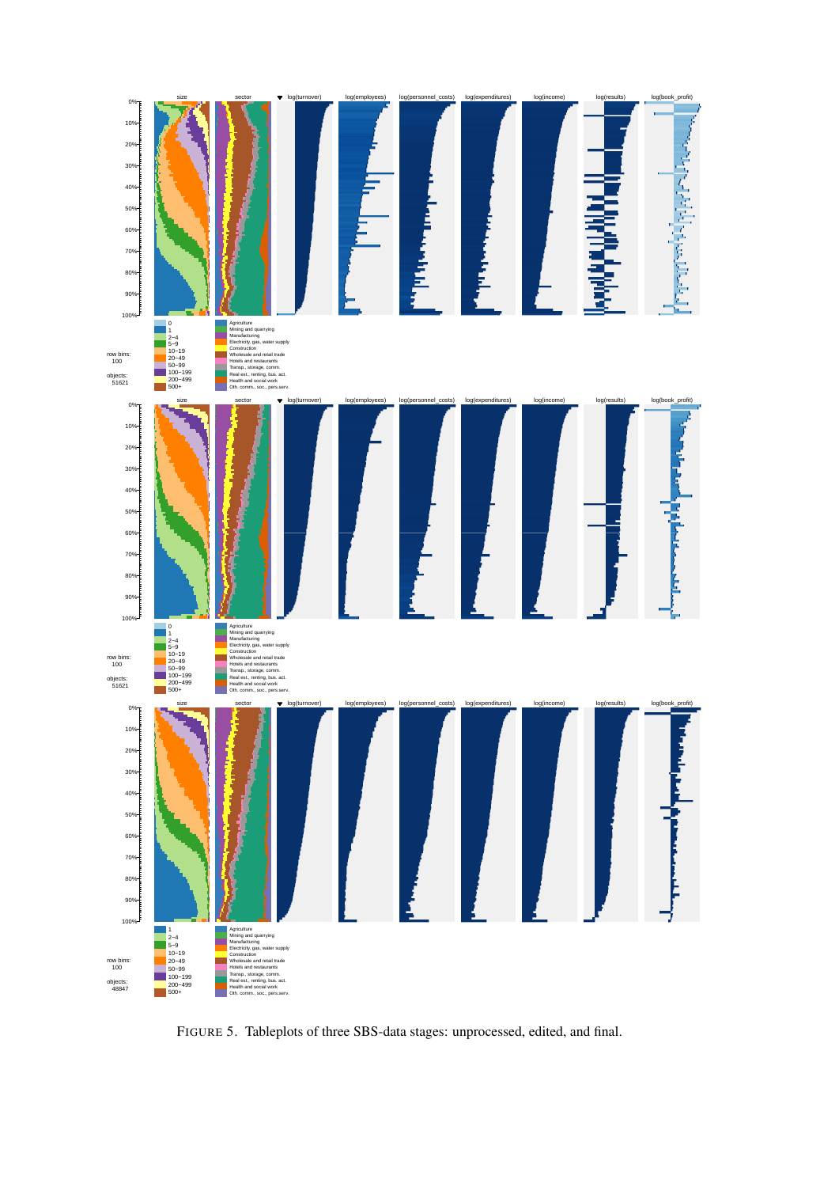FIGURE 5. Tableplots of three SBS-data stages: unprocessed, edited, and final.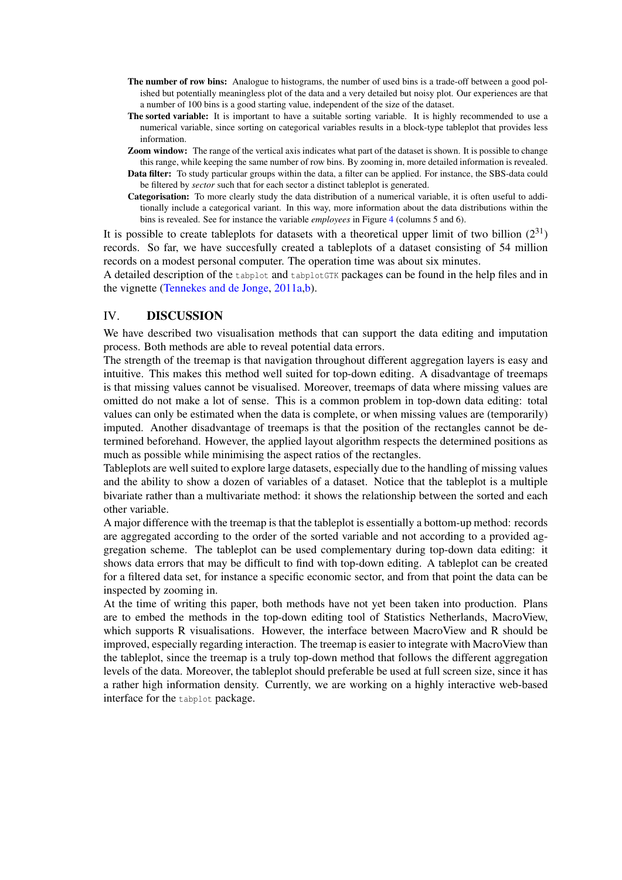**The number of row bins:** Analogue to histograms, the number of used bins is a trade-off between a good polished but potentially meaningless plot of the data and a very detailed but noisy plot. Our experiences are that a number of 100 bins is a good starting value, independent of the size of the dataset.

**The sorted variable:** It is important to have a suitable sorting variable. It is highly recommended to use a numerical variable, since sorting on categorical variables results in a block-type tableplot that provides less information.

**Zoom window:** The range of the vertical axis indicates what part of the dataset is shown. It is possible to change this range, while keeping the same number of row bins. By zooming in, more detailed information is revealed.

**Data filter:** To study particular groups within the data, a filter can be applied. For instance, the SBS-data could be filtered by *sector* such that for each sector a distinct tableplot is generated.

**Categorisation:** To more clearly study the data distribution of a numerical variable, it is often useful to additionally include a categorical variant. In this way, more information about the data distributions within the bins is revealed. See for instance the variable *employees* in Figure 4 (columns 5 and 6).

It is possible to create tableplots for datasets with a theoretical upper limit of two billion ($2^{31}$) records. So far, we have succesfully created a tableplots of a dataset consisting of 54 million records on a modest personal computer. The operation time was about six minutes.

A detailed description of the `tabplot` and `tabplotGTK` packages can be found in the help files and in the vignette (Tennekes and de Jonge, 2011a,b).

## IV. DISCUSSION

We have described two visualisation methods that can support the data editing and imputation process. Both methods are able to reveal potential data errors.

The strength of the treemap is that navigation throughout different aggregation layers is easy and intuitive. This makes this method well suited for top-down editing. A disadvantage of treemaps is that missing values cannot be visualised. Moreover, treemaps of data where missing values are omitted do not make a lot of sense. This is a common problem in top-down data editing: total values can only be estimated when the data is complete, or when missing values are (temporarily) imputed. Another disadvantage of treemaps is that the position of the rectangles cannot be determined beforehand. However, the applied layout algorithm respects the determined positions as much as possible while minimising the aspect ratios of the rectangles.

Tableplots are well suited to explore large datasets, especially due to the handling of missing values and the ability to show a dozen of variables of a dataset. Notice that the tableplot is a multiple bivariate rather than a multivariate method: it shows the relationship between the sorted and each other variable.

A major difference with the treemap is that the tableplot is essentially a bottom-up method: records are aggregated according to the order of the sorted variable and not according to a provided aggregation scheme. The tableplot can be used complementary during top-down data editing: it shows data errors that may be difficult to find with top-down editing. A tableplot can be created for a filtered data set, for instance a specific economic sector, and from that point the data can be inspected by zooming in.

At the time of writing this paper, both methods have not yet been taken into production. Plans are to embed the methods in the top-down editing tool of Statistics Netherlands, MacroView, which supports R visualisations. However, the interface between MacroView and R should be improved, especially regarding interaction. The treemap is easier to integrate with MacroView than the tableplot, since the treemap is a truly top-down method that follows the different aggregation levels of the data. Moreover, the tableplot should preferable be used at full screen size, since it has a rather high information density. Currently, we are working on a highly interactive web-based interface for the `tabplot` package.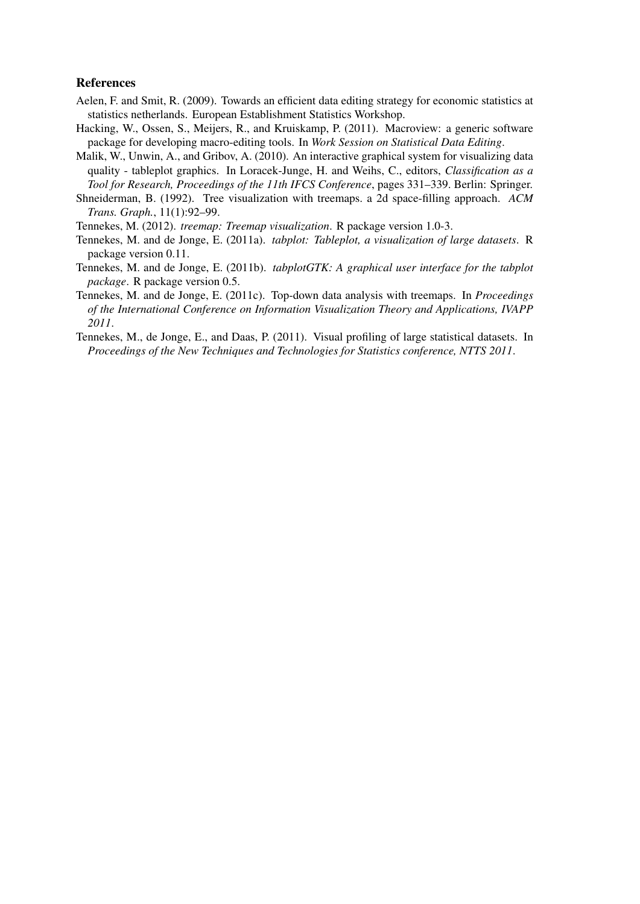## References

Aelen, F. and Smit, R. (2009). Towards an efficient data editing strategy for economic statistics at statistics netherlands. European Establishment Statistics Workshop.

Hacking, W., Ossen, S., Meijers, R., and Kruiskamp, P. (2011). Macroview: a generic software package for developing macro-editing tools. In *Work Session on Statistical Data Editing*.

Malik, W., Unwin, A., and Gribov, A. (2010). An interactive graphical system for visualizing data quality - tableplot graphics. In Loracek-Junge, H. and Weihs, C., editors, *Classification as a Tool for Research, Proceedings of the 11th IFCS Conference*, pages 331–339. Berlin: Springer.

Shneiderman, B. (1992). Tree visualization with treemaps. a 2d space-filling approach. *ACM Trans. Graph.*, 11(1):92–99.

Tennekes, M. (2012). *treemap: Treemap visualization*. R package version 1.0-3.

Tennekes, M. and de Jonge, E. (2011a). *tabplot: Tableplot, a visualization of large datasets*. R package version 0.11.

Tennekes, M. and de Jonge, E. (2011b). *tabplotGTK: A graphical user interface for the tabplot package*. R package version 0.5.

Tennekes, M. and de Jonge, E. (2011c). Top-down data analysis with treemaps. In *Proceedings of the International Conference on Information Visualization Theory and Applications, IVAPP 2011*.

Tennekes, M., de Jonge, E., and Daas, P. (2011). Visual profiling of large statistical datasets. In *Proceedings of the New Techniques and Technologies for Statistics conference, NTTS 2011*.